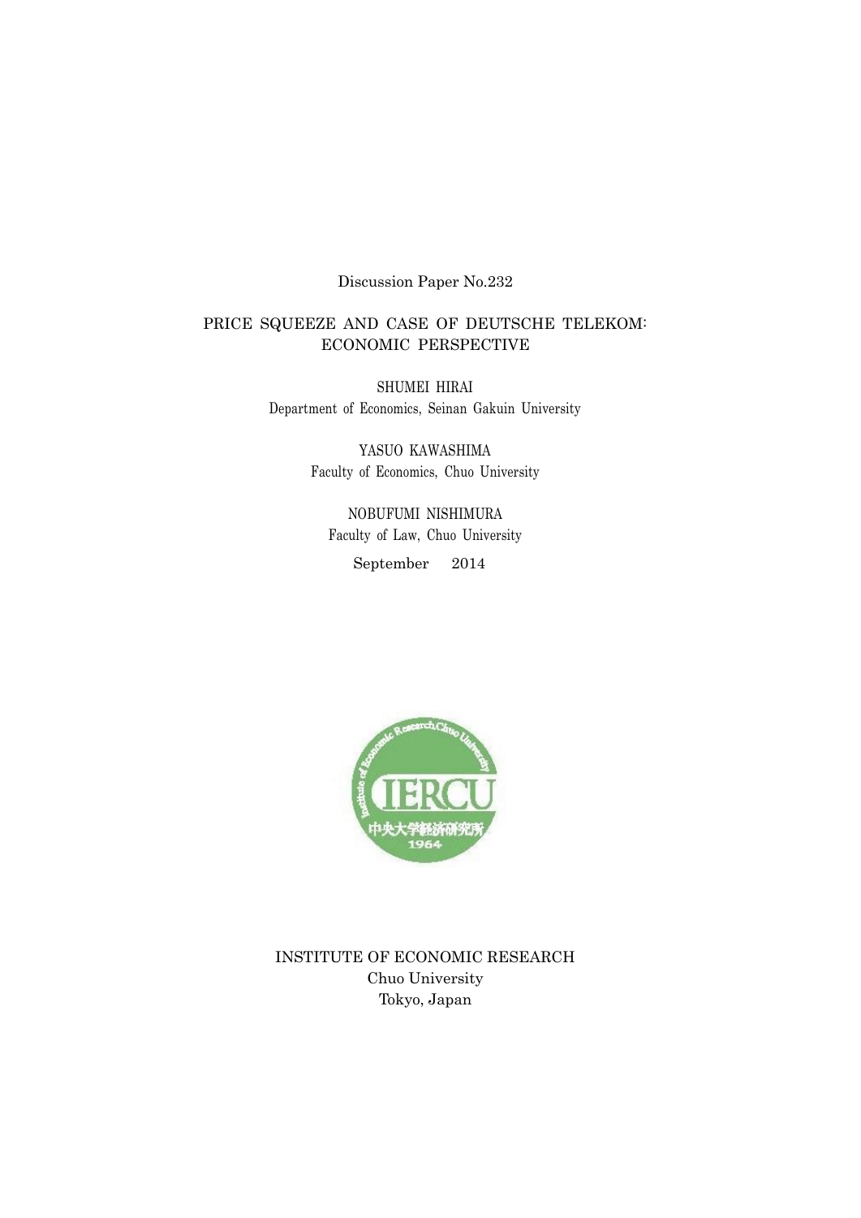Discussion Paper No.232

# PRICE SQUEEZE AND CASE OF DEUTSCHE TELEKOM: ECONOMIC PERSPECTIVE

SHUMEI HIRAI
Department of Economics, Seinan Gakuin University

YASUO KAWASHIMA
Faculty of Economics, Chuo University

NOBUFUMI NISHIMURA
Faculty of Law, Chuo University

September 2014

INSTITUTE OF ECONOMIC RESEARCH
Chuo University
Tokyo, Japan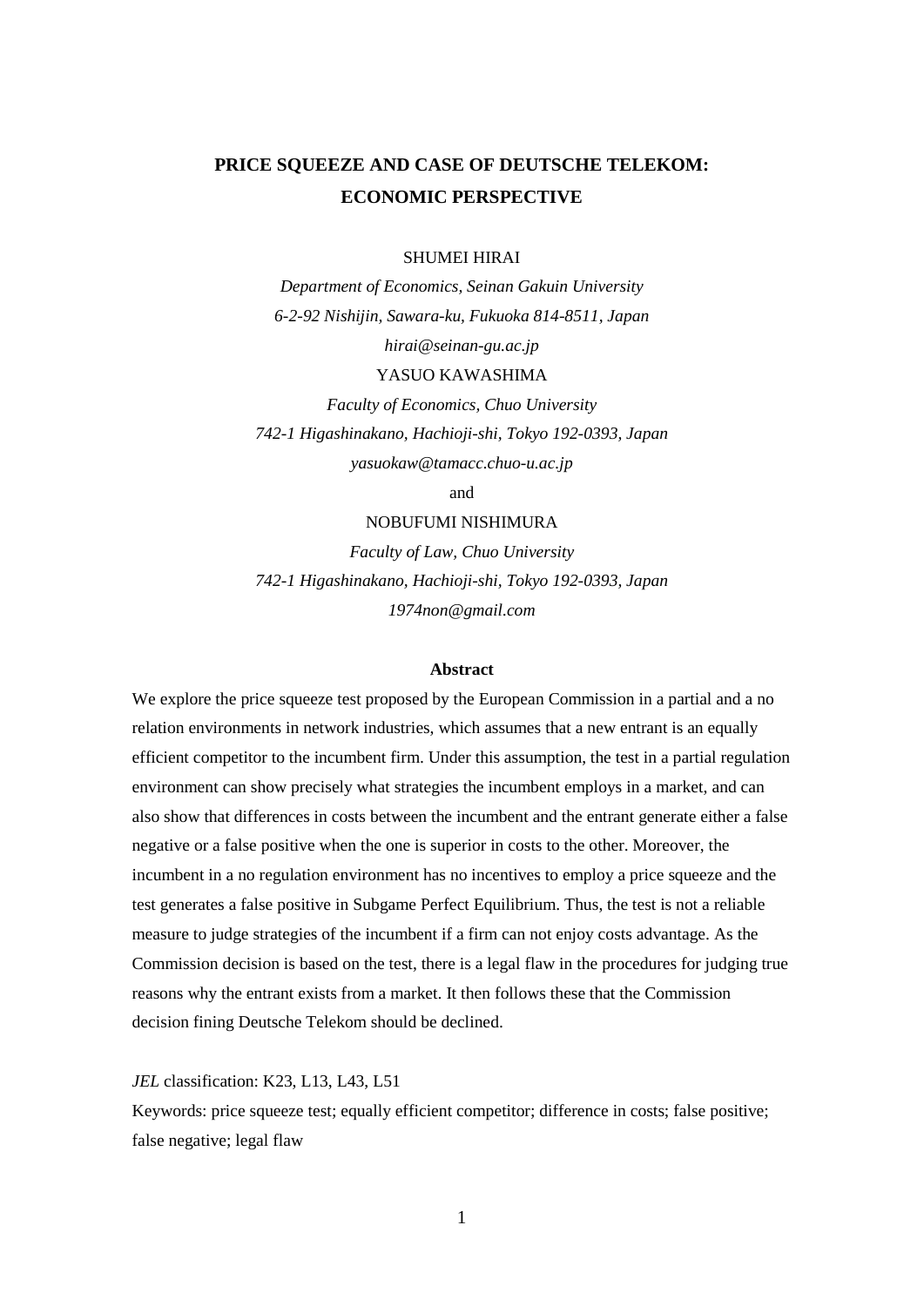# PRICE SQUEEZE AND CASE OF DEUTSCHE TELEKOM: ECONOMIC PERSPECTIVE

SHUMEI HIRAI

*Department of Economics, Seinan Gakuin University*
*6-2-92 Nishijin, Sawara-ku, Fukuoka 814-8511, Japan*
*hirai@seinan-gu.ac.jp*

YASUO KAWASHIMA

*Faculty of Economics, Chuo University*
*742-1 Higashinakano, Hachioji-shi, Tokyo 192-0393, Japan*
*yasuokaw@tamacc.chuo-u.ac.jp*

and

NOBUFUMI NISHIMURA

*Faculty of Law, Chuo University*
*742-1 Higashinakano, Hachioji-shi, Tokyo 192-0393, Japan*
*1974non@gmail.com*

**Abstract**

We explore the price squeeze test proposed by the European Commission in a partial and a no relation environments in network industries, which assumes that a new entrant is an equally efficient competitor to the incumbent firm. Under this assumption, the test in a partial regulation environment can show precisely what strategies the incumbent employs in a market, and can also show that differences in costs between the incumbent and the entrant generate either a false negative or a false positive when the one is superior in costs to the other. Moreover, the incumbent in a no regulation environment has no incentives to employ a price squeeze and the test generates a false positive in Subgame Perfect Equilibrium. Thus, the test is not a reliable measure to judge strategies of the incumbent if a firm can not enjoy costs advantage. As the Commission decision is based on the test, there is a legal flaw in the procedures for judging true reasons why the entrant exists from a market. It then follows these that the Commission decision fining Deutsche Telekom should be declined.

*JEL* classification: K23, L13, L43, L51

Keywords: price squeeze test; equally efficient competitor; difference in costs; false positive; false negative; legal flaw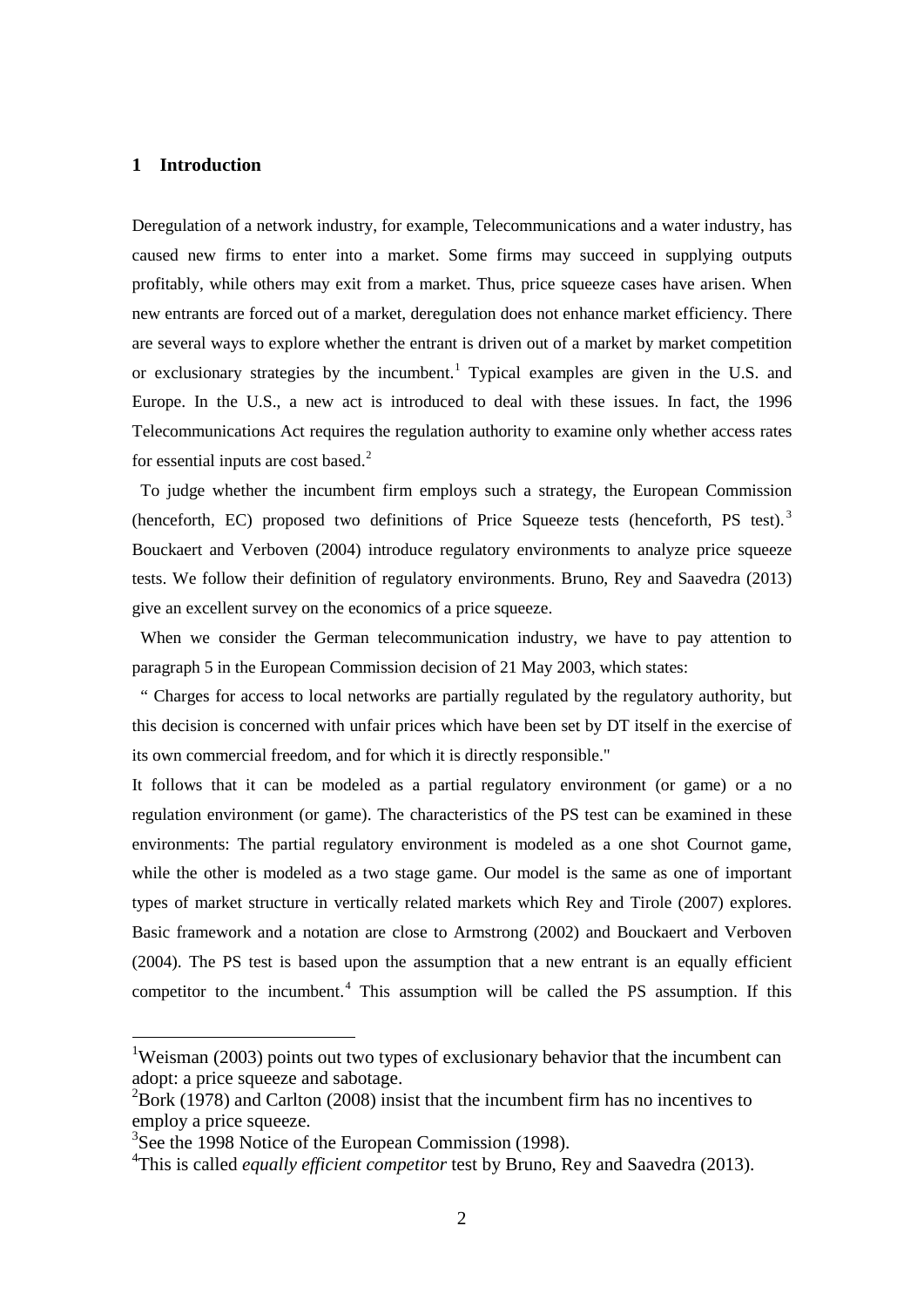## 1 Introduction

Deregulation of a network industry, for example, Telecommunications and a water industry, has caused new firms to enter into a market. Some firms may succeed in supplying outputs profitably, while others may exit from a market. Thus, price squeeze cases have arisen. When new entrants are forced out of a market, deregulation does not enhance market efficiency. There are several ways to explore whether the entrant is driven out of a market by market competition or exclusionary strategies by the incumbent.[1] Typical examples are given in the U.S. and Europe. In the U.S., a new act is introduced to deal with these issues. In fact, the 1996 Telecommunications Act requires the regulation authority to examine only whether access rates for essential inputs are cost based.[2]

To judge whether the incumbent firm employs such a strategy, the European Commission (henceforth, EC) proposed two definitions of Price Squeeze tests (henceforth, PS test).[3] Bouckaert and Verboven (2004) introduce regulatory environments to analyze price squeeze tests. We follow their definition of regulatory environments. Bruno, Rey and Saavedra (2013) give an excellent survey on the economics of a price squeeze.

When we consider the German telecommunication industry, we have to pay attention to paragraph 5 in the European Commission decision of 21 May 2003, which states:

" Charges for access to local networks are partially regulated by the regulatory authority, but this decision is concerned with unfair prices which have been set by DT itself in the exercise of its own commercial freedom, and for which it is directly responsible."

It follows that it can be modeled as a partial regulatory environment (or game) or a no regulation environment (or game). The characteristics of the PS test can be examined in these environments: The partial regulatory environment is modeled as a one shot Cournot game, while the other is modeled as a two stage game. Our model is the same as one of important types of market structure in vertically related markets which Rey and Tirole (2007) explores. Basic framework and a notation are close to Armstrong (2002) and Bouckaert and Verboven (2004). The PS test is based upon the assumption that a new entrant is an equally efficient competitor to the incumbent.[4] This assumption will be called the PS assumption. If this

---

[1] Weisman (2003) points out two types of exclusionary behavior that the incumbent can adopt: a price squeeze and sabotage.

[2] Bork (1978) and Carlton (2008) insist that the incumbent firm has no incentives to employ a price squeeze.

[3] See the 1998 Notice of the European Commission (1998).

[4] This is called *equally efficient competitor* test by Bruno, Rey and Saavedra (2013).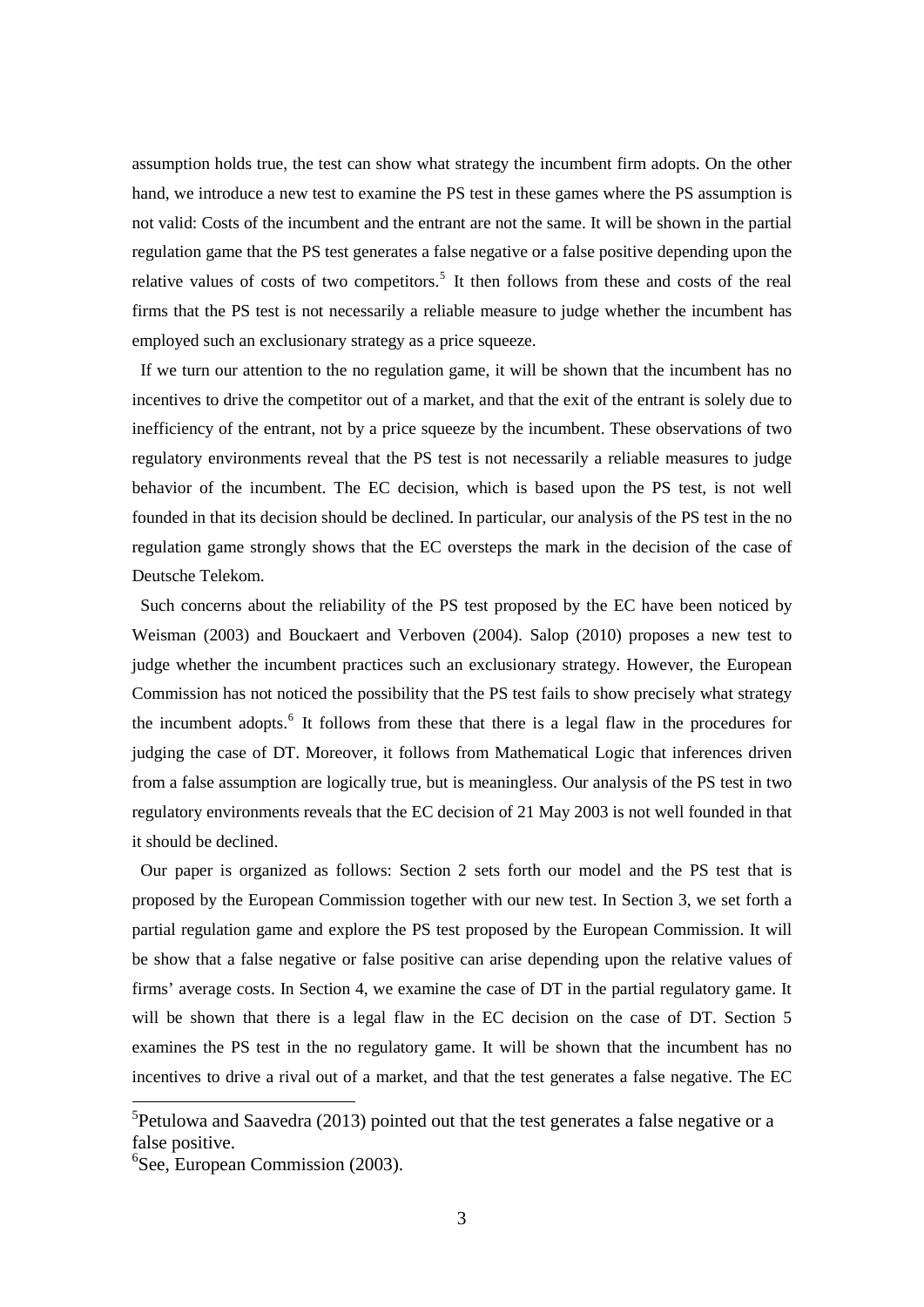assumption holds true, the test can show what strategy the incumbent firm adopts. On the other hand, we introduce a new test to examine the PS test in these games where the PS assumption is not valid: Costs of the incumbent and the entrant are not the same. It will be shown in the partial regulation game that the PS test generates a false negative or a false positive depending upon the relative values of costs of two competitors.[5] It then follows from these and costs of the real firms that the PS test is not necessarily a reliable measure to judge whether the incumbent has employed such an exclusionary strategy as a price squeeze.

If we turn our attention to the no regulation game, it will be shown that the incumbent has no incentives to drive the competitor out of a market, and that the exit of the entrant is solely due to inefficiency of the entrant, not by a price squeeze by the incumbent. These observations of two regulatory environments reveal that the PS test is not necessarily a reliable measures to judge behavior of the incumbent. The EC decision, which is based upon the PS test, is not well founded in that its decision should be declined. In particular, our analysis of the PS test in the no regulation game strongly shows that the EC oversteps the mark in the decision of the case of Deutsche Telekom.

Such concerns about the reliability of the PS test proposed by the EC have been noticed by Weisman (2003) and Bouckaert and Verboven (2004). Salop (2010) proposes a new test to judge whether the incumbent practices such an exclusionary strategy. However, the European Commission has not noticed the possibility that the PS test fails to show precisely what strategy the incumbent adopts.[6] It follows from these that there is a legal flaw in the procedures for judging the case of DT. Moreover, it follows from Mathematical Logic that inferences driven from a false assumption are logically true, but is meaningless. Our analysis of the PS test in two regulatory environments reveals that the EC decision of 21 May 2003 is not well founded in that it should be declined.

Our paper is organized as follows: Section 2 sets forth our model and the PS test that is proposed by the European Commission together with our new test. In Section 3, we set forth a partial regulation game and explore the PS test proposed by the European Commission. It will be show that a false negative or false positive can arise depending upon the relative values of firms' average costs. In Section 4, we examine the case of DT in the partial regulatory game. It will be shown that there is a legal flaw in the EC decision on the case of DT. Section 5 examines the PS test in the no regulatory game. It will be shown that the incumbent has no incentives to drive a rival out of a market, and that the test generates a false negative. The EC

[5] Petulowa and Saavedra (2013) pointed out that the test generates a false negative or a false positive.

[6] See, European Commission (2003).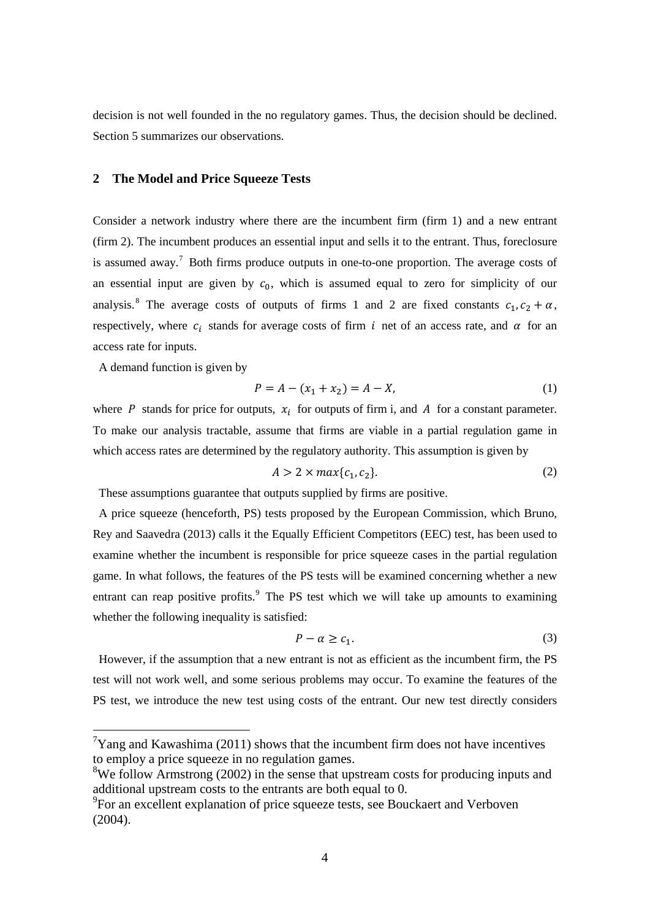decision is not well founded in the no regulatory games. Thus, the decision should be declined. Section 5 summarizes our observations.

## 2 The Model and Price Squeeze Tests

Consider a network industry where there are the incumbent firm (firm 1) and a new entrant (firm 2). The incumbent produces an essential input and sells it to the entrant. Thus, foreclosure is assumed away.[7] Both firms produce outputs in one-to-one proportion. The average costs of an essential input are given by $c_0$, which is assumed equal to zero for simplicity of our analysis.[8] The average costs of outputs of firms 1 and 2 are fixed constants $c_1, c_2 + \alpha$, respectively, where $c_i$ stands for average costs of firm $i$ net of an access rate, and $\alpha$ for an access rate for inputs.

A demand function is given by

$$P = A - (x_1 + x_2) = A - X, \tag{1}$$

where $P$ stands for price for outputs, $x_i$ for outputs of firm i, and $A$ for a constant parameter. To make our analysis tractable, assume that firms are viable in a partial regulation game in which access rates are determined by the regulatory authority. This assumption is given by

$$A > 2 \times max\{c_1, c_2\}. \tag{2}$$

These assumptions guarantee that outputs supplied by firms are positive.

A price squeeze (henceforth, PS) tests proposed by the European Commission, which Bruno, Rey and Saavedra (2013) calls it the Equally Efficient Competitors (EEC) test, has been used to examine whether the incumbent is responsible for price squeeze cases in the partial regulation game. In what follows, the features of the PS tests will be examined concerning whether a new entrant can reap positive profits.[9] The PS test which we will take up amounts to examining whether the following inequality is satisfied:

$$P - \alpha \geq c_1. \tag{3}$$

However, if the assumption that a new entrant is not as efficient as the incumbent firm, the PS test will not work well, and some serious problems may occur. To examine the features of the PS test, we introduce the new test using costs of the entrant. Our new test directly considers

---

[7] Yang and Kawashima (2011) shows that the incumbent firm does not have incentives to employ a price squeeze in no regulation games.

[8] We follow Armstrong (2002) in the sense that upstream costs for producing inputs and additional upstream costs to the entrants are both equal to 0.

[9] For an excellent explanation of price squeeze tests, see Bouckaert and Verboven (2004).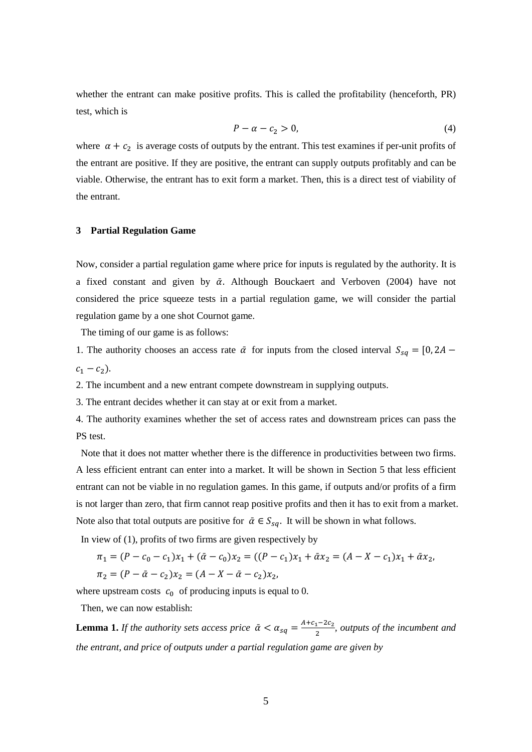whether the entrant can make positive profits. This is called the profitability (henceforth, PR) test, which is

$$P - \alpha - c_2 > 0, \tag{4}$$

where $\alpha + c_2$ is average costs of outputs by the entrant. This test examines if per-unit profits of the entrant are positive. If they are positive, the entrant can supply outputs profitably and can be viable. Otherwise, the entrant has to exit form a market. Then, this is a direct test of viability of the entrant.

### 3 Partial Regulation Game

Now, consider a partial regulation game where price for inputs is regulated by the authority. It is a fixed constant and given by $\bar{\alpha}$. Although Bouckaert and Verboven (2004) have not considered the price squeeze tests in a partial regulation game, we will consider the partial regulation game by a one shot Cournot game.

The timing of our game is as follows:

1. The authority chooses an access rate $\bar{\alpha}$ for inputs from the closed interval $S_{sq} = [0, 2A - c_1 - c_2)$.
2. The incumbent and a new entrant compete downstream in supplying outputs.
3. The entrant decides whether it can stay at or exit from a market.
4. The authority examines whether the set of access rates and downstream prices can pass the PS test.

Note that it does not matter whether there is the difference in productivities between two firms. A less efficient entrant can enter into a market. It will be shown in Section 5 that less efficient entrant can not be viable in no regulation games. In this game, if outputs and/or profits of a firm is not larger than zero, that firm cannot reap positive profits and then it has to exit from a market. Note also that total outputs are positive for $\bar{\alpha} \in S_{sq}$. It will be shown in what follows.

In view of (1), profits of two firms are given respectively by

$$\pi_1 = (P - c_0 - c_1)x_1 + (\bar{\alpha} - c_0)x_2 = ((P - c_1)x_1 + \bar{\alpha}x_2 = (A - X - c_1)x_1 + \bar{\alpha}x_2,$$

$$\pi_2 = (P - \bar{\alpha} - c_2)x_2 = (A - X - \bar{\alpha} - c_2)x_2,$$

where upstream costs $c_0$ of producing inputs is equal to 0.

Then, we can now establish:

**Lemma 1.** *If the authority sets access price* $\bar{\alpha} < \alpha_{sq} = \frac{A + c_1 - 2c_2}{2}$, *outputs of the incumbent and the entrant, and price of outputs under a partial regulation game are given by*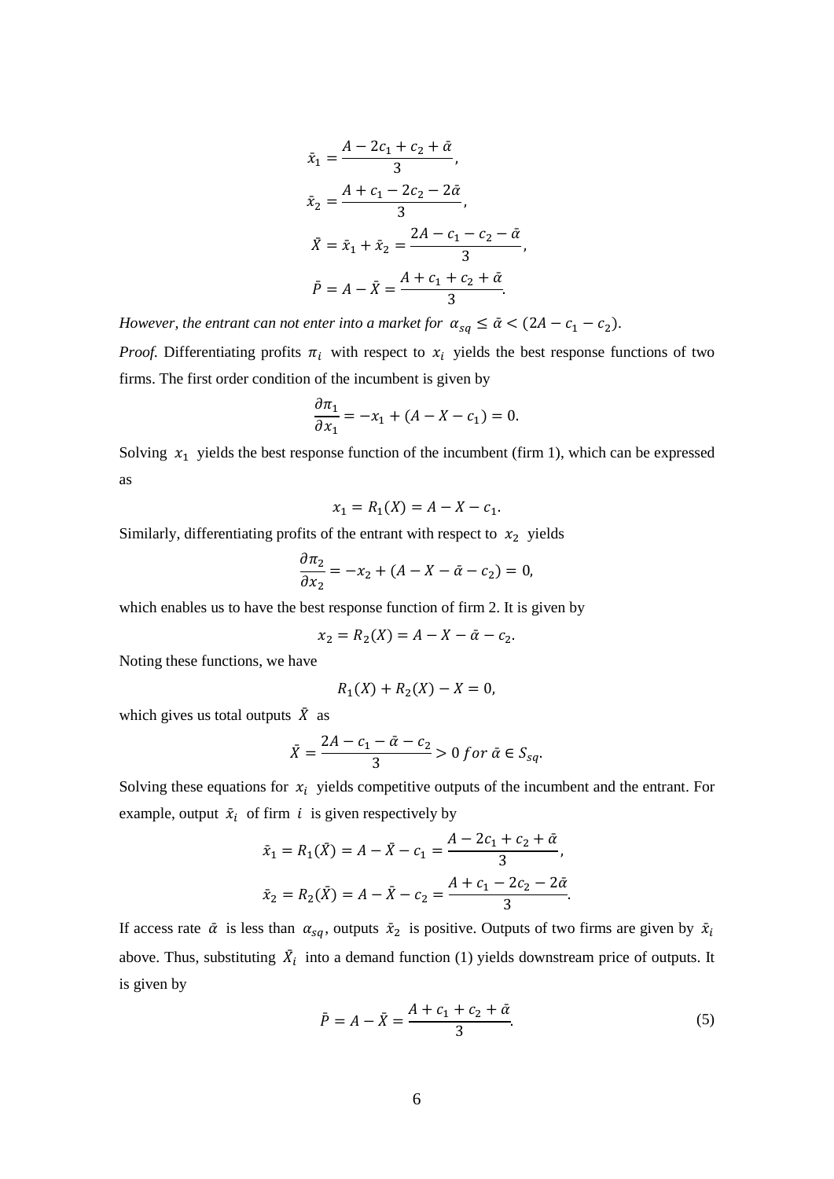$$\bar{x}_1 = \frac{A - 2c_1 + c_2 + \bar{\alpha}}{3},$$

$$\bar{x}_2 = \frac{A + c_1 - 2c_2 - 2\bar{\alpha}}{3},$$

$$\bar{X} = \bar{x}_1 + \bar{x}_2 = \frac{2A - c_1 - c_2 - \bar{\alpha}}{3},$$

$$\bar{P} = A - \bar{X} = \frac{A + c_1 + c_2 + \bar{\alpha}}{3}.$$

*However, the entrant can not enter into a market for* $\alpha_{sq} \leq \bar{\alpha} < (2A - c_1 - c_2)$.

*Proof.* Differentiating profits $\pi_i$ with respect to $x_i$ yields the best response functions of two firms. The first order condition of the incumbent is given by

$$\frac{\partial \pi_1}{\partial x_1} = -x_1 + (A - X - c_1) = 0.$$

Solving $x_1$ yields the best response function of the incumbent (firm 1), which can be expressed as

$$x_1 = R_1(X) = A - X - c_1.$$

Similarly, differentiating profits of the entrant with respect to $x_2$ yields

$$\frac{\partial \pi_2}{\partial x_2} = -x_2 + (A - X - \bar{\alpha} - c_2) = 0,$$

which enables us to have the best response function of firm 2. It is given by

$$x_2 = R_2(X) = A - X - \bar{\alpha} - c_2.$$

Noting these functions, we have

$$R_1(X) + R_2(X) - X = 0,$$

which gives us total outputs $\bar{X}$ as

$$\bar{X} = \frac{2A - c_1 - \bar{\alpha} - c_2}{3} > 0 \; for \; \bar{\alpha} \in S_{sq}.$$

Solving these equations for $x_i$ yields competitive outputs of the incumbent and the entrant. For example, output $\bar{x}_i$ of firm $i$ is given respectively by

$$\bar{x}_1 = R_1(\bar{X}) = A - \bar{X} - c_1 = \frac{A - 2c_1 + c_2 + \bar{\alpha}}{3},$$

$$\bar{x}_2 = R_2(\bar{X}) = A - \bar{X} - c_2 = \frac{A + c_1 - 2c_2 - 2\bar{\alpha}}{3}.$$

If access rate $\bar{\alpha}$ is less than $\alpha_{sq}$, outputs $\bar{x}_2$ is positive. Outputs of two firms are given by $\bar{x}_i$ above. Thus, substituting $\bar{X}_i$ into a demand function (1) yields downstream price of outputs. It is given by

$$\bar{P} = A - \bar{X} = \frac{A + c_1 + c_2 + \bar{\alpha}}{3}. \tag{5}$$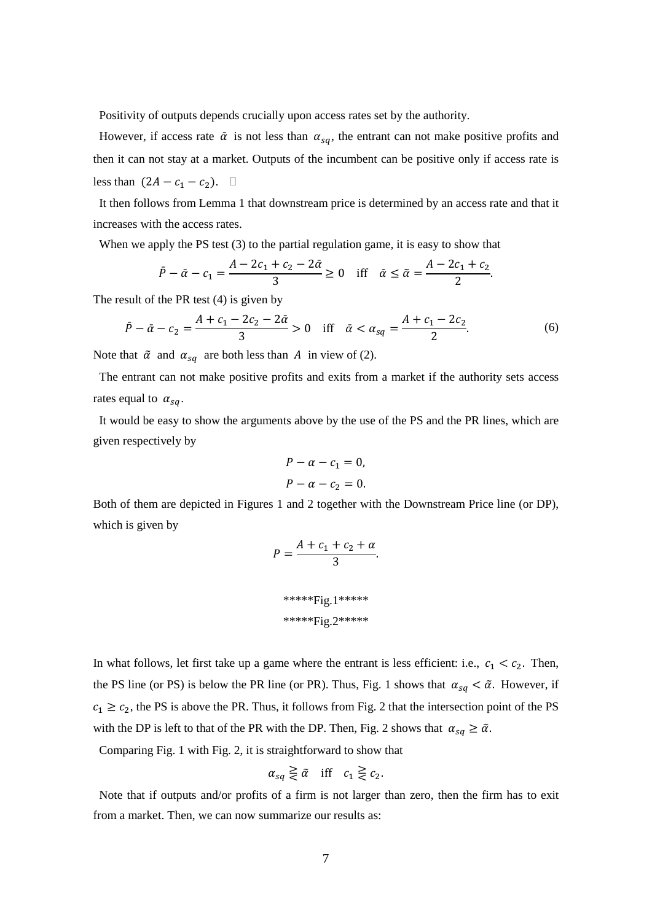Positivity of outputs depends crucially upon access rates set by the authority.

However, if access rate $\bar{\alpha}$ is not less than $\alpha_{sq}$, the entrant can not make positive profits and then it can not stay at a market. Outputs of the incumbent can be positive only if access rate is less than $(2A - c_1 - c_2)$. □

It then follows from Lemma 1 that downstream price is determined by an access rate and that it increases with the access rates.

When we apply the PS test (3) to the partial regulation game, it is easy to show that

$$\bar{P} - \bar{\alpha} - c_1 = \frac{A - 2c_1 + c_2 - 2\bar{\alpha}}{3} \geq 0 \quad \text{iff} \quad \bar{\alpha} \leq \tilde{\alpha} = \frac{A - 2c_1 + c_2}{2}.$$

The result of the PR test (4) is given by

$$\bar{P} - \bar{\alpha} - c_2 = \frac{A + c_1 - 2c_2 - 2\bar{\alpha}}{3} > 0 \quad \text{iff} \quad \bar{\alpha} < \alpha_{sq} = \frac{A + c_1 - 2c_2}{2}. \tag{6}$$

Note that $\tilde{\alpha}$ and $\alpha_{sq}$ are both less than $A$ in view of (2).

The entrant can not make positive profits and exits from a market if the authority sets access rates equal to $\alpha_{sq}$.

It would be easy to show the arguments above by the use of the PS and the PR lines, which are given respectively by

$$P - \alpha - c_1 = 0,$$

$$P - \alpha - c_2 = 0.$$

Both of them are depicted in Figures 1 and 2 together with the Downstream Price line (or DP), which is given by

$$P = \frac{A + c_1 + c_2 + \alpha}{3}.$$

*****Fig.1*****

*****Fig.2*****

In what follows, let first take up a game where the entrant is less efficient: i.e., $c_1 < c_2$. Then, the PS line (or PS) is below the PR line (or PR). Thus, Fig. 1 shows that $\alpha_{sq} < \tilde{\alpha}$. However, if $c_1 \geq c_2$, the PS is above the PR. Thus, it follows from Fig. 2 that the intersection point of the PS with the DP is left to that of the PR with the DP. Then, Fig. 2 shows that $\alpha_{sq} \geq \tilde{\alpha}$.

Comparing Fig. 1 with Fig. 2, it is straightforward to show that

$$\alpha_{sq} \gtreqless \tilde{\alpha} \quad \text{iff} \quad c_1 \gtreqless c_2.$$

Note that if outputs and/or profits of a firm is not larger than zero, then the firm has to exit from a market. Then, we can now summarize our results as: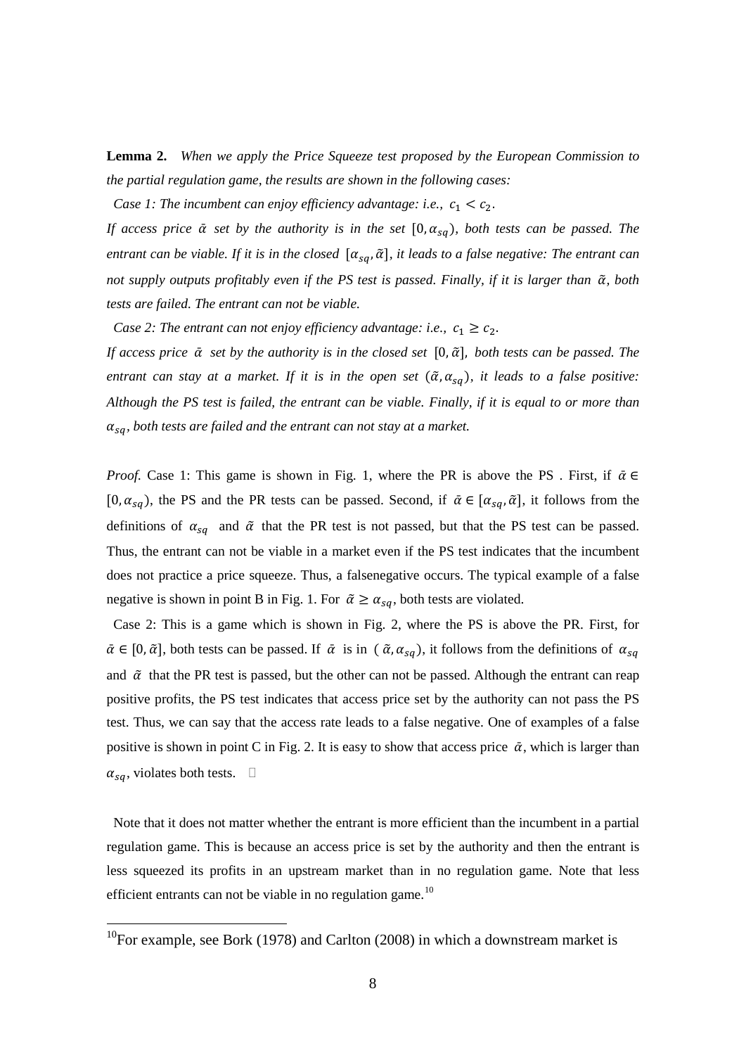**Lemma 2.** *When we apply the Price Squeeze test proposed by the European Commission to the partial regulation game, the results are shown in the following cases:*

*Case 1: The incumbent can enjoy efficiency advantage: i.e.,* $c_1 < c_2$.

*If access price* $\bar{\alpha}$ *set by the authority is in the set* $[0, \alpha_{sq})$, *both tests can be passed. The entrant can be viable. If it is in the closed* $[\alpha_{sq}, \tilde{\alpha}]$, *it leads to a false negative: The entrant can not supply outputs profitably even if the PS test is passed. Finally, if it is larger than* $\tilde{\alpha}$, *both tests are failed. The entrant can not be viable.*

*Case 2: The entrant can not enjoy efficiency advantage: i.e.,* $c_1 \geq c_2$.

*If access price* $\bar{\alpha}$ *set by the authority is in the closed set* $[0, \tilde{\alpha}]$, *both tests can be passed. The entrant can stay at a market. If it is in the open set* $(\tilde{\alpha}, \alpha_{sq})$, *it leads to a false positive: Although the PS test is failed, the entrant can be viable. Finally, if it is equal to or more than* $\alpha_{sq}$, *both tests are failed and the entrant can not stay at a market.*

*Proof.* Case 1: This game is shown in Fig. 1, where the PR is above the PS . First, if $\bar{\alpha} \in [0, \alpha_{sq})$, the PS and the PR tests can be passed. Second, if $\bar{\alpha} \in [\alpha_{sq}, \tilde{\alpha}]$, it follows from the definitions of $\alpha_{sq}$ and $\tilde{\alpha}$ that the PR test is not passed, but that the PS test can be passed. Thus, the entrant can not be viable in a market even if the PS test indicates that the incumbent does not practice a price squeeze. Thus, a falsenegative occurs. The typical example of a false negative is shown in point B in Fig. 1. For $\tilde{\alpha} \geq \alpha_{sq}$, both tests are violated.

Case 2: This is a game which is shown in Fig. 2, where the PS is above the PR. First, for $\bar{\alpha} \in [0, \tilde{\alpha}]$, both tests can be passed. If $\bar{\alpha}$ is in $(\tilde{\alpha}, \alpha_{sq})$, it follows from the definitions of $\alpha_{sq}$ and $\tilde{\alpha}$ that the PR test is passed, but the other can not be passed. Although the entrant can reap positive profits, the PS test indicates that access price set by the authority can not pass the PS test. Thus, we can say that the access rate leads to a false negative. One of examples of a false positive is shown in point C in Fig. 2. It is easy to show that access price $\bar{\alpha}$, which is larger than $\alpha_{sq}$, violates both tests. □

Note that it does not matter whether the entrant is more efficient than the incumbent in a partial regulation game. This is because an access price is set by the authority and then the entrant is less squeezed its profits in an upstream market than in no regulation game. Note that less efficient entrants can not be viable in no regulation game.[10]

---

[10]For example, see Bork (1978) and Carlton (2008) in which a downstream market is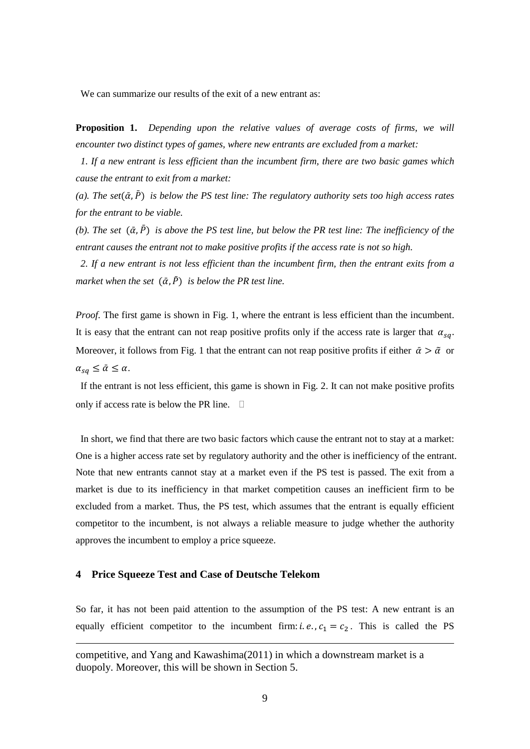We can summarize our results of the exit of a new entrant as:

**Proposition 1.** *Depending upon the relative values of average costs of firms, we will encounter two distinct types of games, where new entrants are excluded from a market:*

*1. If a new entrant is less efficient than the incumbent firm, there are two basic games which cause the entrant to exit from a market:*

*(a). The set* $(\bar{\alpha}, \bar{P})$ *is below the PS test line: The regulatory authority sets too high access rates for the entrant to be viable.*

*(b). The set* $(\bar{\alpha}, \bar{P})$ *is above the PS test line, but below the PR test line: The inefficiency of the entrant causes the entrant not to make positive profits if the access rate is not so high.*

*2. If a new entrant is not less efficient than the incumbent firm, then the entrant exits from a market when the set* $(\bar{\alpha}, \bar{P})$ *is below the PR test line.*

*Proof.* The first game is shown in Fig. 1, where the entrant is less efficient than the incumbent. It is easy that the entrant can not reap positive profits only if the access rate is larger that $\alpha_{sq}$. Moreover, it follows from Fig. 1 that the entrant can not reap positive profits if either $\bar{\alpha} > \tilde{\alpha}$ or $\alpha_{sq} \leq \bar{\alpha} \leq \alpha$.

If the entrant is not less efficient, this game is shown in Fig. 2. It can not make positive profits only if access rate is below the PR line. □

In short, we find that there are two basic factors which cause the entrant not to stay at a market: One is a higher access rate set by regulatory authority and the other is inefficiency of the entrant. Note that new entrants cannot stay at a market even if the PS test is passed. The exit from a market is due to its inefficiency in that market competition causes an inefficient firm to be excluded from a market. Thus, the PS test, which assumes that the entrant is equally efficient competitor to the incumbent, is not always a reliable measure to judge whether the authority approves the incumbent to employ a price squeeze.

## 4 Price Squeeze Test and Case of Deutsche Telekom

So far, it has not been paid attention to the assumption of the PS test: A new entrant is an equally efficient competitor to the incumbent firm: *i.e.*, $c_1 = c_2$. This is called the PS

---

competitive, and Yang and Kawashima(2011) in which a downstream market is a duopoly. Moreover, this will be shown in Section 5.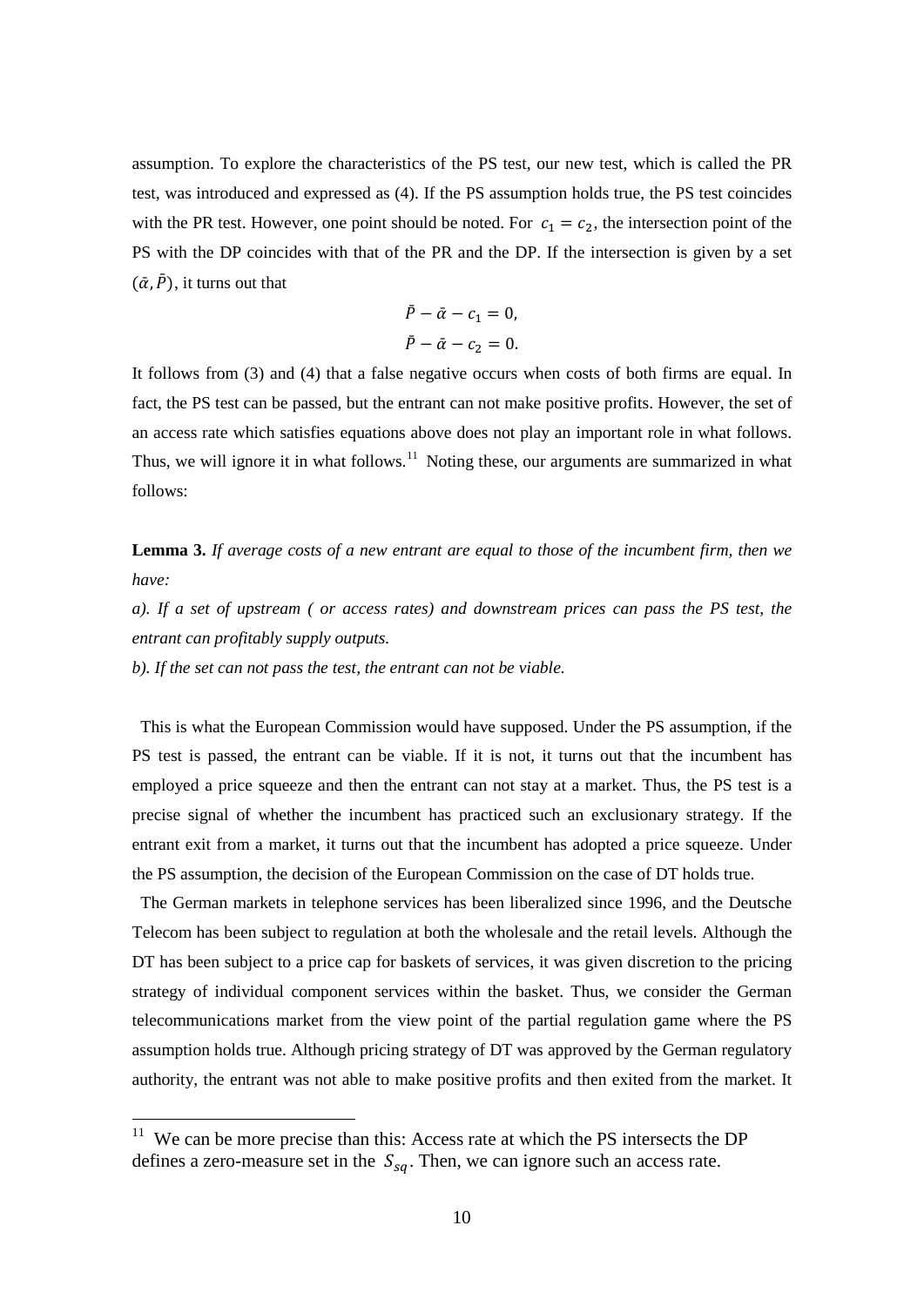assumption. To explore the characteristics of the PS test, our new test, which is called the PR test, was introduced and expressed as (4). If the PS assumption holds true, the PS test coincides with the PR test. However, one point should be noted. For $c_1 = c_2$, the intersection point of the PS with the DP coincides with that of the PR and the DP. If the intersection is given by a set $(\bar{\alpha}, \bar{P})$, it turns out that

$$\bar{P} - \bar{\alpha} - c_1 = 0,$$

$$\bar{P} - \bar{\alpha} - c_2 = 0.$$

It follows from (3) and (4) that a false negative occurs when costs of both firms are equal. In fact, the PS test can be passed, but the entrant can not make positive profits. However, the set of an access rate which satisfies equations above does not play an important role in what follows. Thus, we will ignore it in what follows.[11] Noting these, our arguments are summarized in what follows:

**Lemma 3.** *If average costs of a new entrant are equal to those of the incumbent firm, then we have:*

*a). If a set of upstream ( or access rates) and downstream prices can pass the PS test, the entrant can profitably supply outputs.*

*b). If the set can not pass the test, the entrant can not be viable.*

This is what the European Commission would have supposed. Under the PS assumption, if the PS test is passed, the entrant can be viable. If it is not, it turns out that the incumbent has employed a price squeeze and then the entrant can not stay at a market. Thus, the PS test is a precise signal of whether the incumbent has practiced such an exclusionary strategy. If the entrant exit from a market, it turns out that the incumbent has adopted a price squeeze. Under the PS assumption, the decision of the European Commission on the case of DT holds true.

The German markets in telephone services has been liberalized since 1996, and the Deutsche Telecom has been subject to regulation at both the wholesale and the retail levels. Although the DT has been subject to a price cap for baskets of services, it was given discretion to the pricing strategy of individual component services within the basket. Thus, we consider the German telecommunications market from the view point of the partial regulation game where the PS assumption holds true. Although pricing strategy of DT was approved by the German regulatory authority, the entrant was not able to make positive profits and then exited from the market. It

[11] We can be more precise than this: Access rate at which the PS intersects the DP defines a zero-measure set in the $S_{sq}$. Then, we can ignore such an access rate.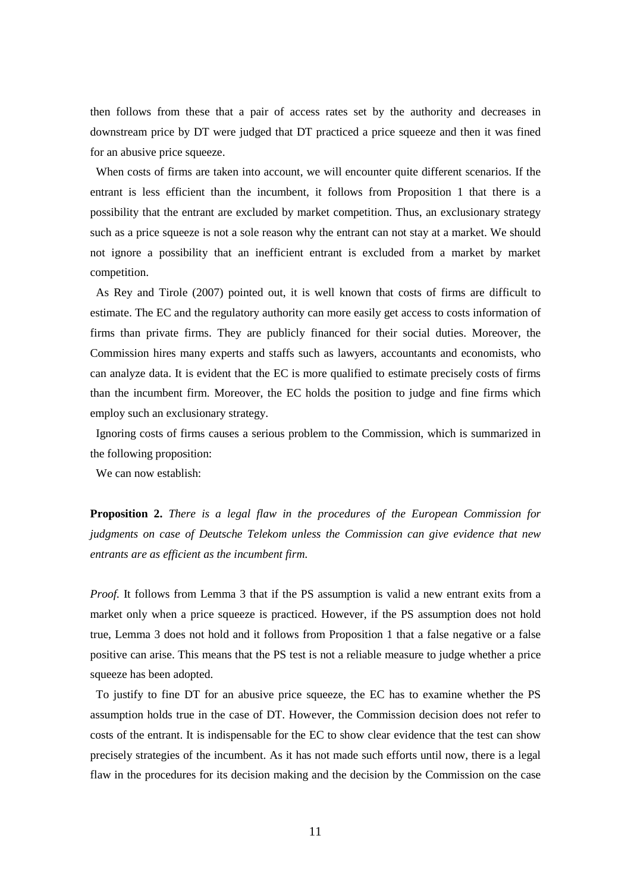then follows from these that a pair of access rates set by the authority and decreases in downstream price by DT were judged that DT practiced a price squeeze and then it was fined for an abusive price squeeze.

When costs of firms are taken into account, we will encounter quite different scenarios. If the entrant is less efficient than the incumbent, it follows from Proposition 1 that there is a possibility that the entrant are excluded by market competition. Thus, an exclusionary strategy such as a price squeeze is not a sole reason why the entrant can not stay at a market. We should not ignore a possibility that an inefficient entrant is excluded from a market by market competition.

As Rey and Tirole (2007) pointed out, it is well known that costs of firms are difficult to estimate. The EC and the regulatory authority can more easily get access to costs information of firms than private firms. They are publicly financed for their social duties. Moreover, the Commission hires many experts and staffs such as lawyers, accountants and economists, who can analyze data. It is evident that the EC is more qualified to estimate precisely costs of firms than the incumbent firm. Moreover, the EC holds the position to judge and fine firms which employ such an exclusionary strategy.

Ignoring costs of firms causes a serious problem to the Commission, which is summarized in the following proposition:

We can now establish:

**Proposition 2.** *There is a legal flaw in the procedures of the European Commission for judgments on case of Deutsche Telekom unless the Commission can give evidence that new entrants are as efficient as the incumbent firm.*

*Proof.* It follows from Lemma 3 that if the PS assumption is valid a new entrant exits from a market only when a price squeeze is practiced. However, if the PS assumption does not hold true, Lemma 3 does not hold and it follows from Proposition 1 that a false negative or a false positive can arise. This means that the PS test is not a reliable measure to judge whether a price squeeze has been adopted.

To justify to fine DT for an abusive price squeeze, the EC has to examine whether the PS assumption holds true in the case of DT. However, the Commission decision does not refer to costs of the entrant. It is indispensable for the EC to show clear evidence that the test can show precisely strategies of the incumbent. As it has not made such efforts until now, there is a legal flaw in the procedures for its decision making and the decision by the Commission on the case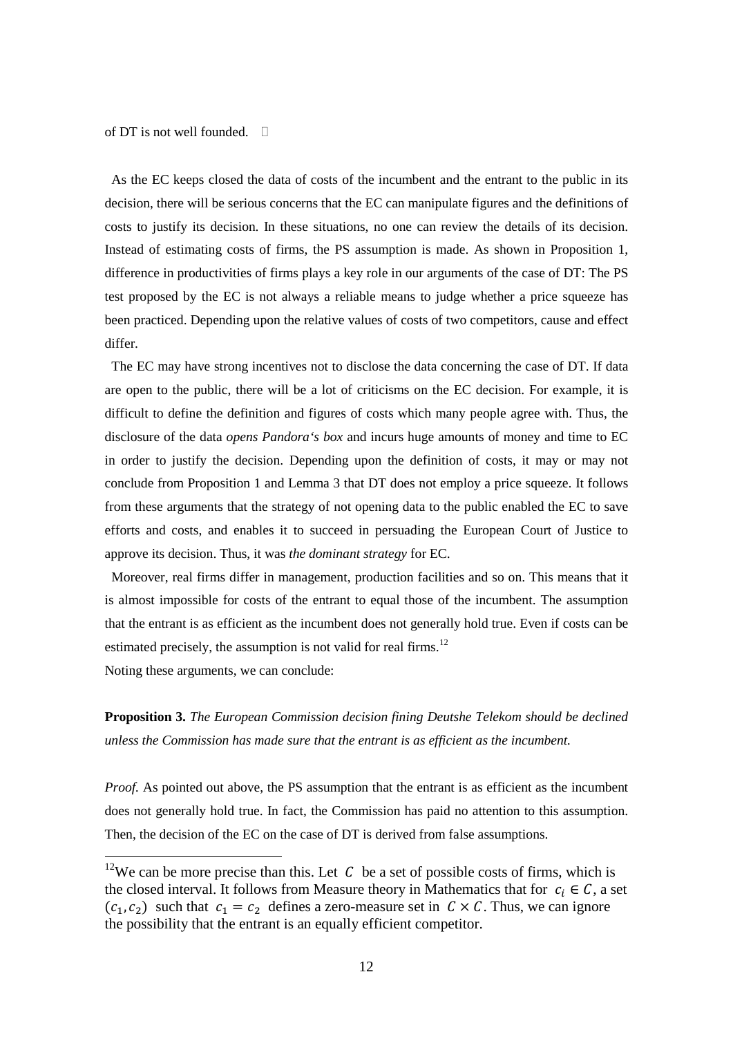of DT is not well founded. □

As the EC keeps closed the data of costs of the incumbent and the entrant to the public in its decision, there will be serious concerns that the EC can manipulate figures and the definitions of costs to justify its decision. In these situations, no one can review the details of its decision. Instead of estimating costs of firms, the PS assumption is made. As shown in Proposition 1, difference in productivities of firms plays a key role in our arguments of the case of DT: The PS test proposed by the EC is not always a reliable means to judge whether a price squeeze has been practiced. Depending upon the relative values of costs of two competitors, cause and effect differ.

The EC may have strong incentives not to disclose the data concerning the case of DT. If data are open to the public, there will be a lot of criticisms on the EC decision. For example, it is difficult to define the definition and figures of costs which many people agree with. Thus, the disclosure of the data *opens Pandora's box* and incurs huge amounts of money and time to EC in order to justify the decision. Depending upon the definition of costs, it may or may not conclude from Proposition 1 and Lemma 3 that DT does not employ a price squeeze. It follows from these arguments that the strategy of not opening data to the public enabled the EC to save efforts and costs, and enables it to succeed in persuading the European Court of Justice to approve its decision. Thus, it was *the dominant strategy* for EC.

Moreover, real firms differ in management, production facilities and so on. This means that it is almost impossible for costs of the entrant to equal those of the incumbent. The assumption that the entrant is as efficient as the incumbent does not generally hold true. Even if costs can be estimated precisely, the assumption is not valid for real firms.[12]

Noting these arguments, we can conclude:

**Proposition 3.** *The European Commission decision fining Deutshe Telekom should be declined unless the Commission has made sure that the entrant is as efficient as the incumbent.*

*Proof.* As pointed out above, the PS assumption that the entrant is as efficient as the incumbent does not generally hold true. In fact, the Commission has paid no attention to this assumption. Then, the decision of the EC on the case of DT is derived from false assumptions.

[12]We can be more precise than this. Let $C$ be a set of possible costs of firms, which is the closed interval. It follows from Measure theory in Mathematics that for $c_i \in C$, a set $(c_1, c_2)$ such that $c_1 = c_2$ defines a zero-measure set in $C \times C$. Thus, we can ignore the possibility that the entrant is an equally efficient competitor.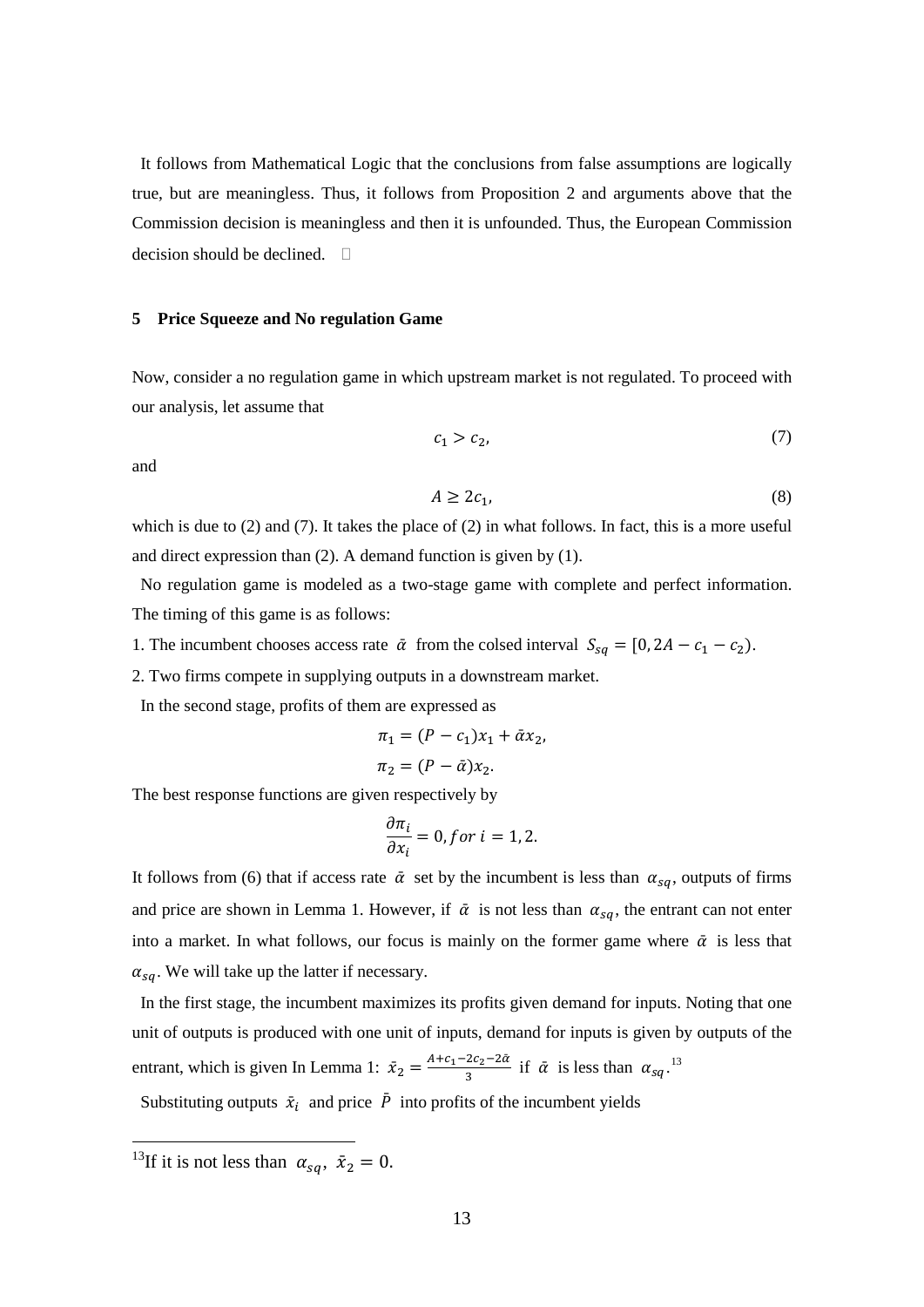It follows from Mathematical Logic that the conclusions from false assumptions are logically true, but are meaningless. Thus, it follows from Proposition 2 and arguments above that the Commission decision is meaningless and then it is unfounded. Thus, the European Commission decision should be declined. □

## 5 Price Squeeze and No regulation Game

Now, consider a no regulation game in which upstream market is not regulated. To proceed with our analysis, let assume that

$$c_1 > c_2, \tag{7}$$

and

$$A \geq 2c_1, \tag{8}$$

which is due to (2) and (7). It takes the place of (2) in what follows. In fact, this is a more useful and direct expression than (2). A demand function is given by (1).

No regulation game is modeled as a two-stage game with complete and perfect information. The timing of this game is as follows:

1. The incumbent chooses access rate $\bar{\alpha}$ from the colsed interval $S_{sq} = [0, 2A - c_1 - c_2)$.
2. Two firms compete in supplying outputs in a downstream market.

In the second stage, profits of them are expressed as

$$\pi_1 = (P - c_1)x_1 + \bar{\alpha}x_2,$$
$$\pi_2 = (P - \bar{\alpha})x_2.$$

The best response functions are given respectively by

$$\frac{\partial \pi_i}{\partial x_i} = 0, for\ i = 1, 2.$$

It follows from (6) that if access rate $\bar{\alpha}$ set by the incumbent is less than $\alpha_{sq}$, outputs of firms and price are shown in Lemma 1. However, if $\bar{\alpha}$ is not less than $\alpha_{sq}$, the entrant can not enter into a market. In what follows, our focus is mainly on the former game where $\bar{\alpha}$ is less that $\alpha_{sq}$. We will take up the latter if necessary.

In the first stage, the incumbent maximizes its profits given demand for inputs. Noting that one unit of outputs is produced with one unit of inputs, demand for inputs is given by outputs of the entrant, which is given In Lemma 1: $\bar{x}_2 = \frac{A + c_1 - 2c_2 - 2\bar{\alpha}}{3}$ if $\bar{\alpha}$ is less than $\alpha_{sq}$.[13]

Substituting outputs $\bar{x}_i$ and price $\bar{P}$ into profits of the incumbent yields

[13]If it is not less than $\alpha_{sq}$, $\bar{x}_2 = 0$.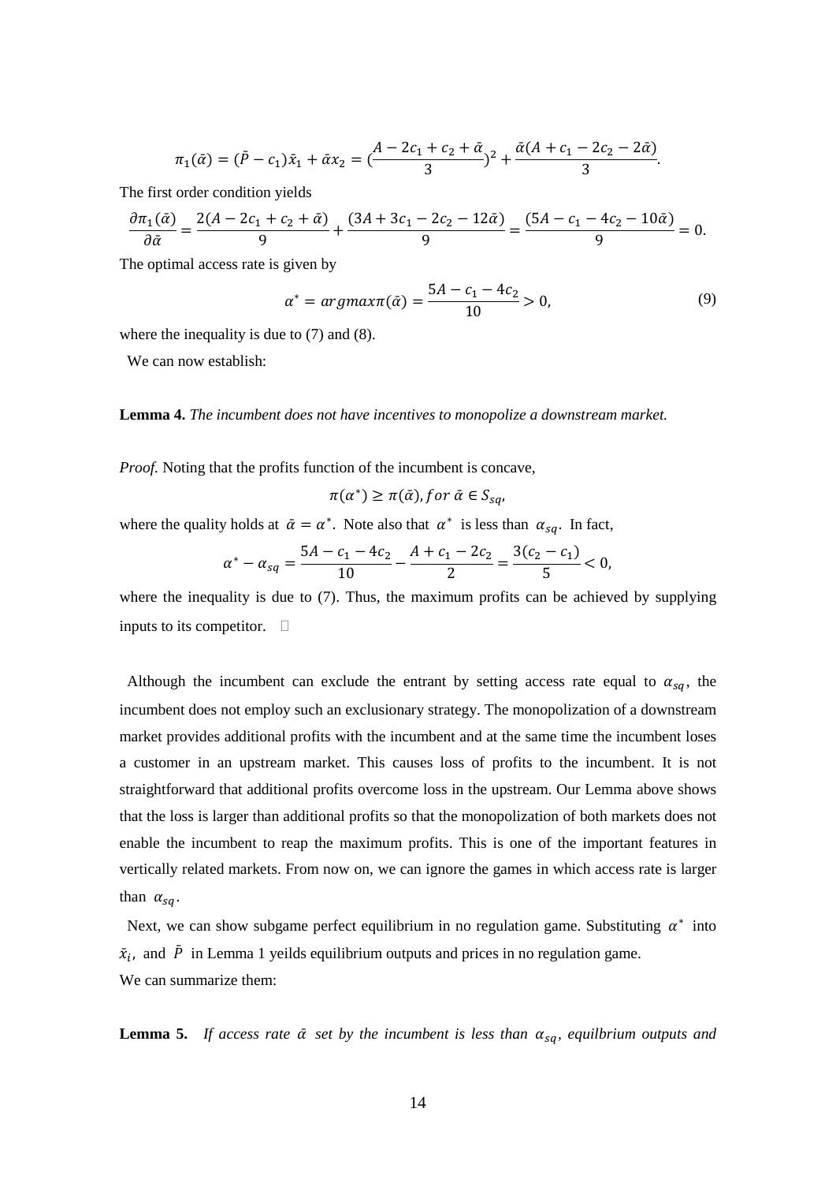$$\pi_1(\bar{\alpha}) = (\bar{P} - c_1)\bar{x}_1 + \bar{\alpha}x_2 = (\frac{A - 2c_1 + c_2 + \bar{\alpha}}{3})^2 + \frac{\bar{\alpha}(A + c_1 - 2c_2 - 2\bar{\alpha})}{3}.$$

The first order condition yields

$$\frac{\partial \pi_1(\bar{\alpha})}{\partial \bar{\alpha}} = \frac{2(A - 2c_1 + c_2 + \bar{\alpha})}{9} + \frac{(3A + 3c_1 - 2c_2 - 12\bar{\alpha})}{9} = \frac{(5A - c_1 - 4c_2 - 10\bar{\alpha})}{9} = 0.$$

The optimal access rate is given by

$$\alpha^* = argmax\pi(\bar{\alpha}) = \frac{5A - c_1 - 4c_2}{10} > 0, \tag{9}$$

where the inequality is due to (7) and (8).

We can now establish:

**Lemma 4.** *The incumbent does not have incentives to monopolize a downstream market.*

*Proof.* Noting that the profits function of the incumbent is concave,

$$\pi(\alpha^*) \geq \pi(\bar{\alpha}), for\ \bar{\alpha} \in S_{sq},$$

where the quality holds at $\bar{\alpha} = \alpha^*$. Note also that $\alpha^*$ is less than $\alpha_{sq}$. In fact,

$$\alpha^* - \alpha_{sq} = \frac{5A - c_1 - 4c_2}{10} - \frac{A + c_1 - 2c_2}{2} = \frac{3(c_2 - c_1)}{5} < 0,$$

where the inequality is due to (7). Thus, the maximum profits can be achieved by supplying inputs to its competitor. □

Although the incumbent can exclude the entrant by setting access rate equal to $\alpha_{sq}$, the incumbent does not employ such an exclusionary strategy. The monopolization of a downstream market provides additional profits with the incumbent and at the same time the incumbent loses a customer in an upstream market. This causes loss of profits to the incumbent. It is not straightforward that additional profits overcome loss in the upstream. Our Lemma above shows that the loss is larger than additional profits so that the monopolization of both markets does not enable the incumbent to reap the maximum profits. This is one of the important features in vertically related markets. From now on, we can ignore the games in which access rate is larger than $\alpha_{sq}$.

Next, we can show subgame perfect equilibrium in no regulation game. Substituting $\alpha^*$ into $\bar{x}_i$, and $\bar{P}$ in Lemma 1 yeilds equilibrium outputs and prices in no regulation game.

We can summarize them:

**Lemma 5.** *If access rate $\bar{\alpha}$ set by the incumbent is less than $\alpha_{sq}$, equlibrium outputs and*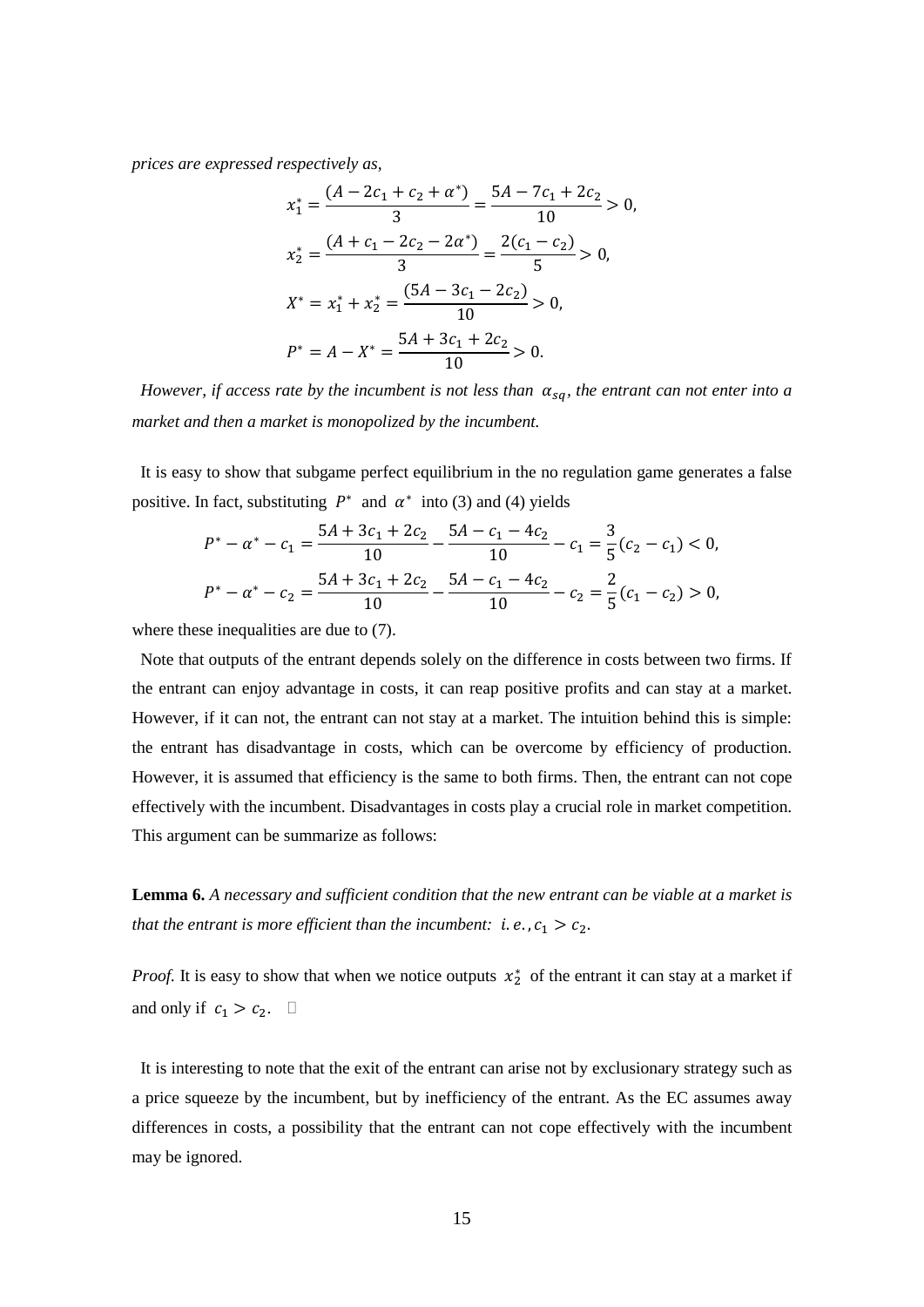*prices are expressed respectively as,*

$$x_1^* = \frac{(A - 2c_1 + c_2 + \alpha^*)}{3} = \frac{5A - 7c_1 + 2c_2}{10} > 0,$$

$$x_2^* = \frac{(A + c_1 - 2c_2 - 2\alpha^*)}{3} = \frac{2(c_1 - c_2)}{5} > 0,$$

$$X^* = x_1^* + x_2^* = \frac{(5A - 3c_1 - 2c_2)}{10} > 0,$$

$$P^* = A - X^* = \frac{5A + 3c_1 + 2c_2}{10} > 0.$$

*However, if access rate by the incumbent is not less than* $\alpha_{sq}$, *the entrant can not enter into a market and then a market is monopolized by the incumbent.*

It is easy to show that subgame perfect equilibrium in the no regulation game generates a false positive. In fact, substituting $P^*$ and $\alpha^*$ into (3) and (4) yields

$$P^* - \alpha^* - c_1 = \frac{5A + 3c_1 + 2c_2}{10} - \frac{5A - c_1 - 4c_2}{10} - c_1 = \frac{3}{5}(c_2 - c_1) < 0,$$

$$P^* - \alpha^* - c_2 = \frac{5A + 3c_1 + 2c_2}{10} - \frac{5A - c_1 - 4c_2}{10} - c_2 = \frac{2}{5}(c_1 - c_2) > 0,$$

where these inequalities are due to (7).

Note that outputs of the entrant depends solely on the difference in costs between two firms. If the entrant can enjoy advantage in costs, it can reap positive profits and can stay at a market. However, if it can not, the entrant can not stay at a market. The intuition behind this is simple: the entrant has disadvantage in costs, which can be overcome by efficiency of production. However, it is assumed that efficiency is the same to both firms. Then, the entrant can not cope effectively with the incumbent. Disadvantages in costs play a crucial role in market competition. This argument can be summarize as follows:

**Lemma 6.** *A necessary and sufficient condition that the new entrant can be viable at a market is that the entrant is more efficient than the incumbent: i.e.,* $c_1 > c_2$.

*Proof.* It is easy to show that when we notice outputs $x_2^*$ of the entrant it can stay at a market if and only if $c_1 > c_2$. □

It is interesting to note that the exit of the entrant can arise not by exclusionary strategy such as a price squeeze by the incumbent, but by inefficiency of the entrant. As the EC assumes away differences in costs, a possibility that the entrant can not cope effectively with the incumbent may be ignored.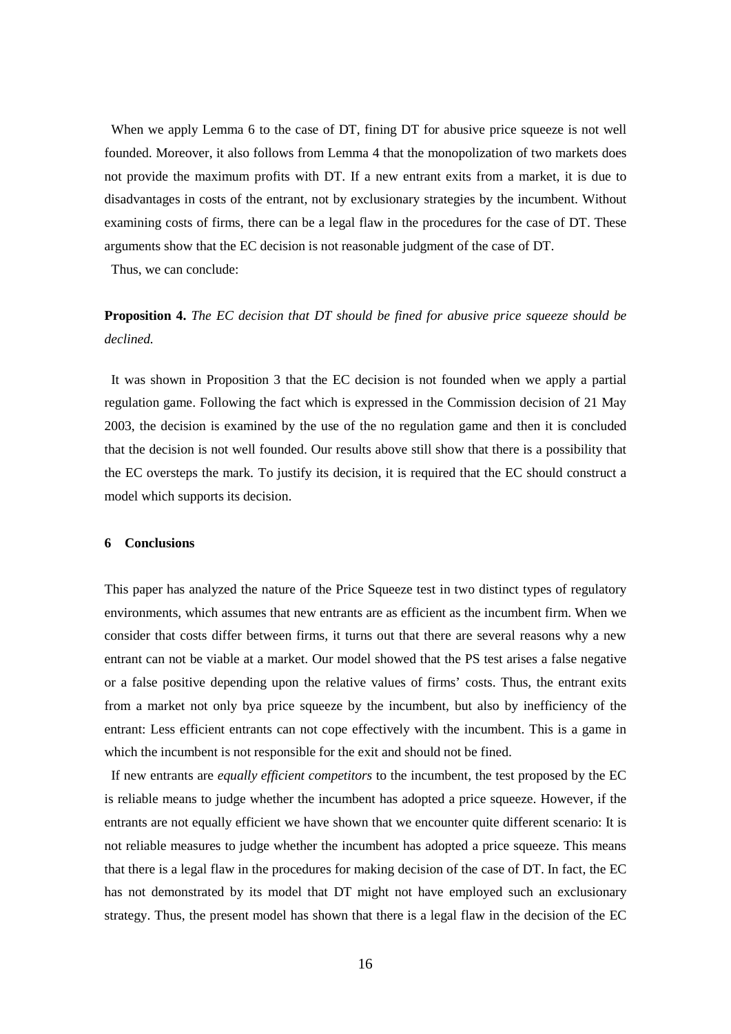When we apply Lemma 6 to the case of DT, fining DT for abusive price squeeze is not well founded. Moreover, it also follows from Lemma 4 that the monopolization of two markets does not provide the maximum profits with DT. If a new entrant exits from a market, it is due to disadvantages in costs of the entrant, not by exclusionary strategies by the incumbent. Without examining costs of firms, there can be a legal flaw in the procedures for the case of DT. These arguments show that the EC decision is not reasonable judgment of the case of DT.

Thus, we can conclude:

**Proposition 4.** *The EC decision that DT should be fined for abusive price squeeze should be declined.*

It was shown in Proposition 3 that the EC decision is not founded when we apply a partial regulation game. Following the fact which is expressed in the Commission decision of 21 May 2003, the decision is examined by the use of the no regulation game and then it is concluded that the decision is not well founded. Our results above still show that there is a possibility that the EC oversteps the mark. To justify its decision, it is required that the EC should construct a model which supports its decision.

## 6 Conclusions

This paper has analyzed the nature of the Price Squeeze test in two distinct types of regulatory environments, which assumes that new entrants are as efficient as the incumbent firm. When we consider that costs differ between firms, it turns out that there are several reasons why a new entrant can not be viable at a market. Our model showed that the PS test arises a false negative or a false positive depending upon the relative values of firms' costs. Thus, the entrant exits from a market not only bya price squeeze by the incumbent, but also by inefficiency of the entrant: Less efficient entrants can not cope effectively with the incumbent. This is a game in which the incumbent is not responsible for the exit and should not be fined.

If new entrants are *equally efficient competitors* to the incumbent, the test proposed by the EC is reliable means to judge whether the incumbent has adopted a price squeeze. However, if the entrants are not equally efficient we have shown that we encounter quite different scenario: It is not reliable measures to judge whether the incumbent has adopted a price squeeze. This means that there is a legal flaw in the procedures for making decision of the case of DT. In fact, the EC has not demonstrated by its model that DT might not have employed such an exclusionary strategy. Thus, the present model has shown that there is a legal flaw in the decision of the EC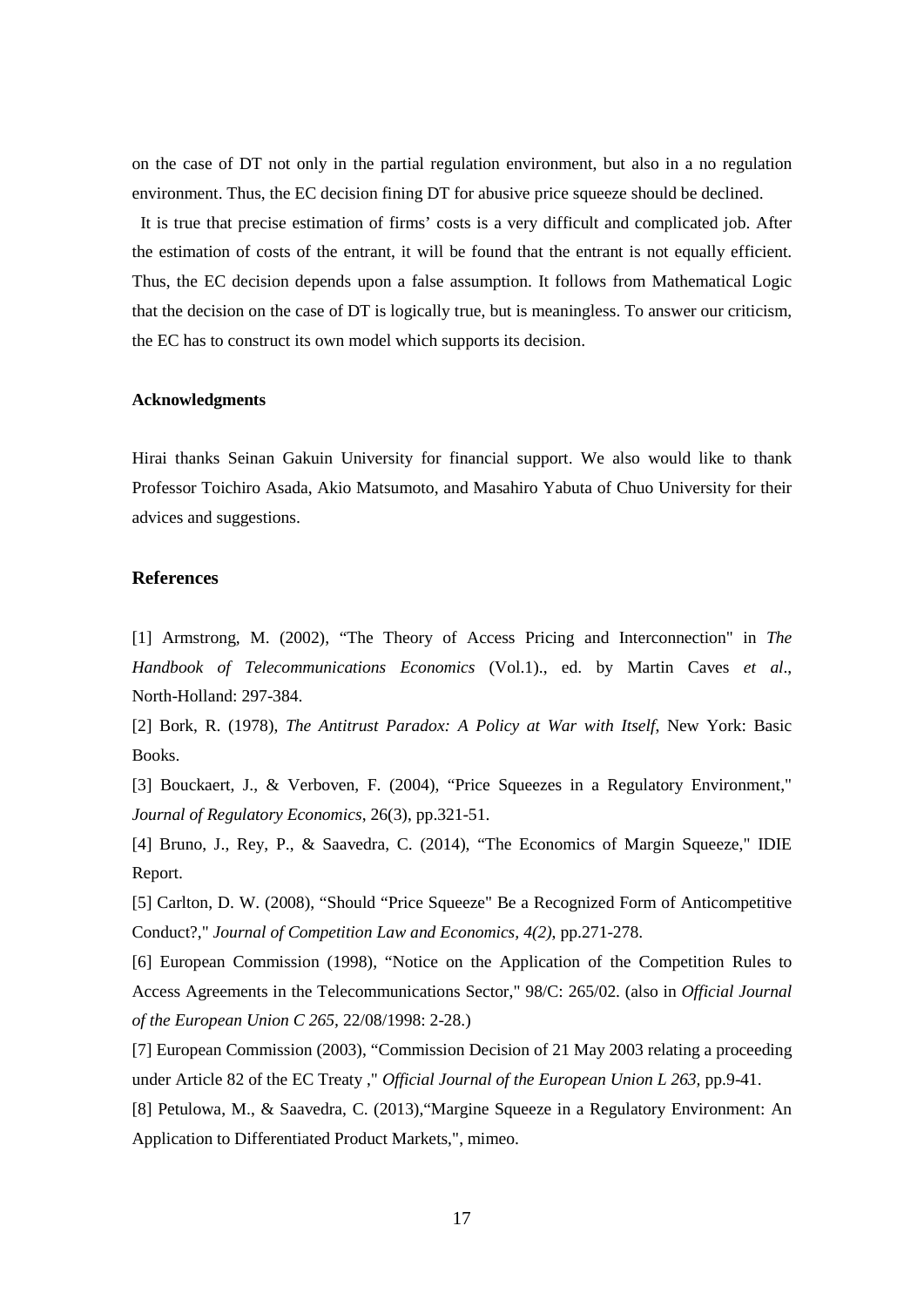on the case of DT not only in the partial regulation environment, but also in a no regulation environment. Thus, the EC decision fining DT for abusive price squeeze should be declined.

It is true that precise estimation of firms' costs is a very difficult and complicated job. After the estimation of costs of the entrant, it will be found that the entrant is not equally efficient. Thus, the EC decision depends upon a false assumption. It follows from Mathematical Logic that the decision on the case of DT is logically true, but is meaningless. To answer our criticism, the EC has to construct its own model which supports its decision.

### Acknowledgments

Hirai thanks Seinan Gakuin University for financial support. We also would like to thank Professor Toichiro Asada, Akio Matsumoto, and Masahiro Yabuta of Chuo University for their advices and suggestions.

## References

[1] Armstrong, M. (2002), "The Theory of Access Pricing and Interconnection" in *The Handbook of Telecommunications Economics* (Vol.1)., ed. by Martin Caves *et al*., North-Holland: 297-384.

[2] Bork, R. (1978), *The Antitrust Paradox: A Policy at War with Itself*, New York: Basic Books.

[3] Bouckaert, J., & Verboven, F. (2004), "Price Squeezes in a Regulatory Environment," *Journal of Regulatory Economics*, 26(3), pp.321-51.

[4] Bruno, J., Rey, P., & Saavedra, C. (2014), "The Economics of Margin Squeeze," IDIE Report.

[5] Carlton, D. W. (2008), "Should "Price Squeeze" Be a Recognized Form of Anticompetitive Conduct?," *Journal of Competition Law and Economics, 4(2)*, pp.271-278.

[6] European Commission (1998), "Notice on the Application of the Competition Rules to Access Agreements in the Telecommunications Sector," 98/C: 265/02. (also in *Official Journal of the European Union C 265*, 22/08/1998: 2-28.)

[7] European Commission (2003), "Commission Decision of 21 May 2003 relating a proceeding under Article 82 of the EC Treaty ," *Official Journal of the European Union L 263*, pp.9-41.

[8] Petulowa, M., & Saavedra, C. (2013),"Margine Squeeze in a Regulatory Environment: An Application to Differentiated Product Markets,", mimeo.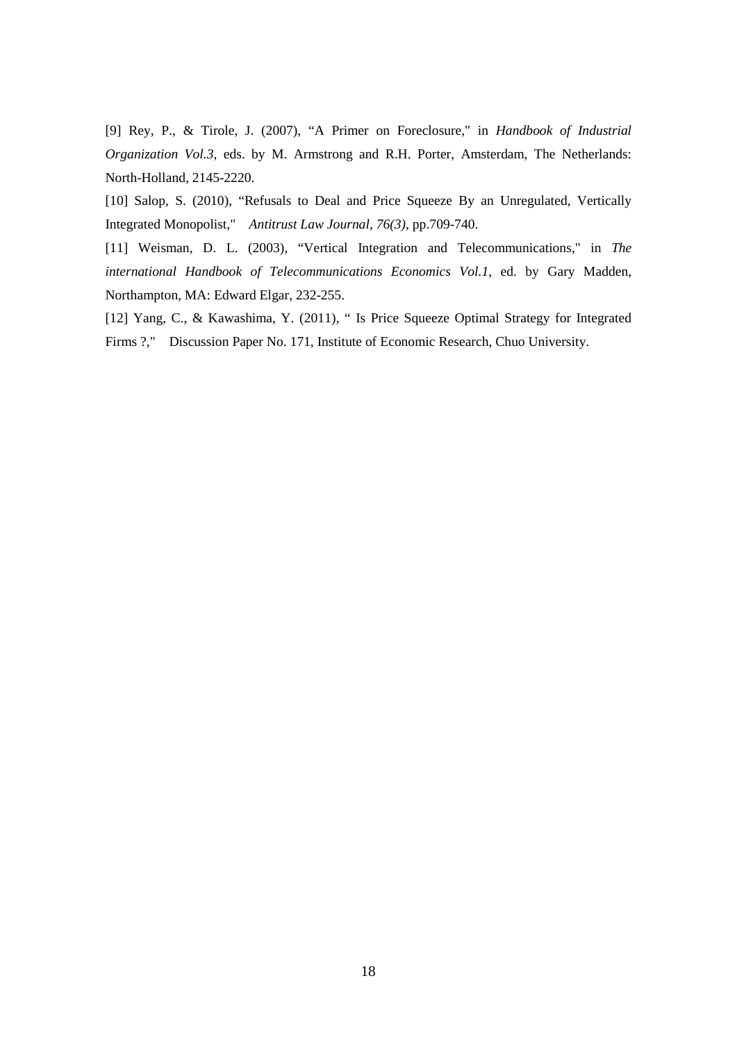[9] Rey, P., & Tirole, J. (2007), "A Primer on Foreclosure," in *Handbook of Industrial Organization Vol.3*, eds. by M. Armstrong and R.H. Porter, Amsterdam, The Netherlands: North-Holland, 2145-2220.

[10] Salop, S. (2010), "Refusals to Deal and Price Squeeze By an Unregulated, Vertically Integrated Monopolist," *Antitrust Law Journal, 76(3)*, pp.709-740.

[11] Weisman, D. L. (2003), "Vertical Integration and Telecommunications," in *The international Handbook of Telecommunications Economics Vol.1*, ed. by Gary Madden, Northampton, MA: Edward Elgar, 232-255.

[12] Yang, C., & Kawashima, Y. (2011), " Is Price Squeeze Optimal Strategy for Integrated Firms ?," Discussion Paper No. 171, Institute of Economic Research, Chuo University.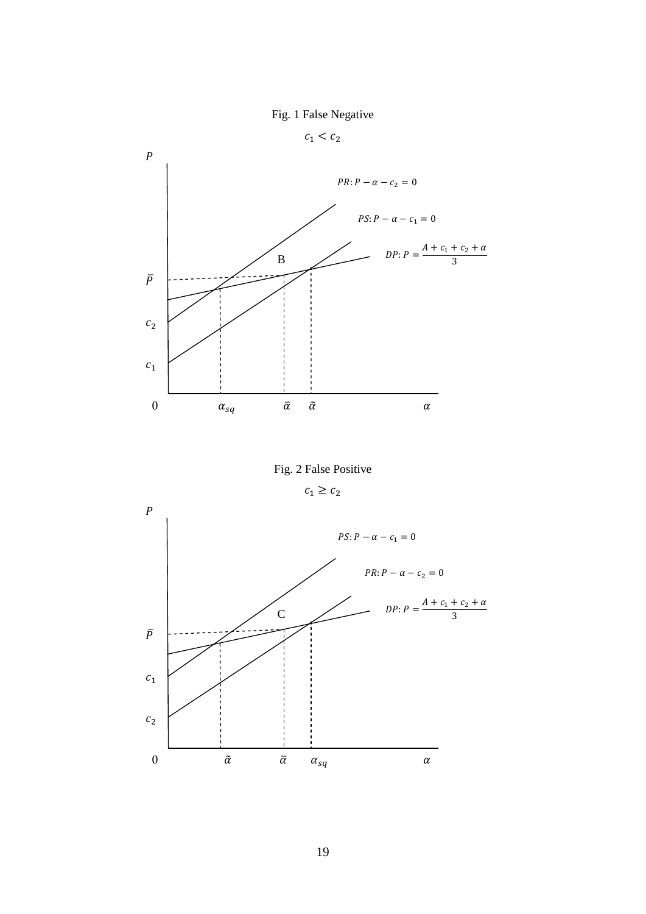Fig. 1 False Negative

$c_1 < c_2$

$P$

$PR: P - \alpha - c_2 = 0$

$PS: P - \alpha - c_1 = 0$

$DP: P = \dfrac{A + c_1 + c_2 + \alpha}{3}$

B

$\bar{P}$

$c_2$

$c_1$

0

$\alpha_{sq}$

$\bar{\alpha}$

$\tilde{\alpha}$

$\alpha$

Fig. 2 False Positive

$c_1 \geq c_2$

$P$

$PS: P - \alpha - c_1 = 0$

$PR: P - \alpha - c_2 = 0$

$DP: P = \dfrac{A + c_1 + c_2 + \alpha}{3}$

C

$\bar{P}$

$c_1$

$c_2$

0

$\tilde{\alpha}$

$\bar{\alpha}$

$\alpha_{sq}$

$\alpha$